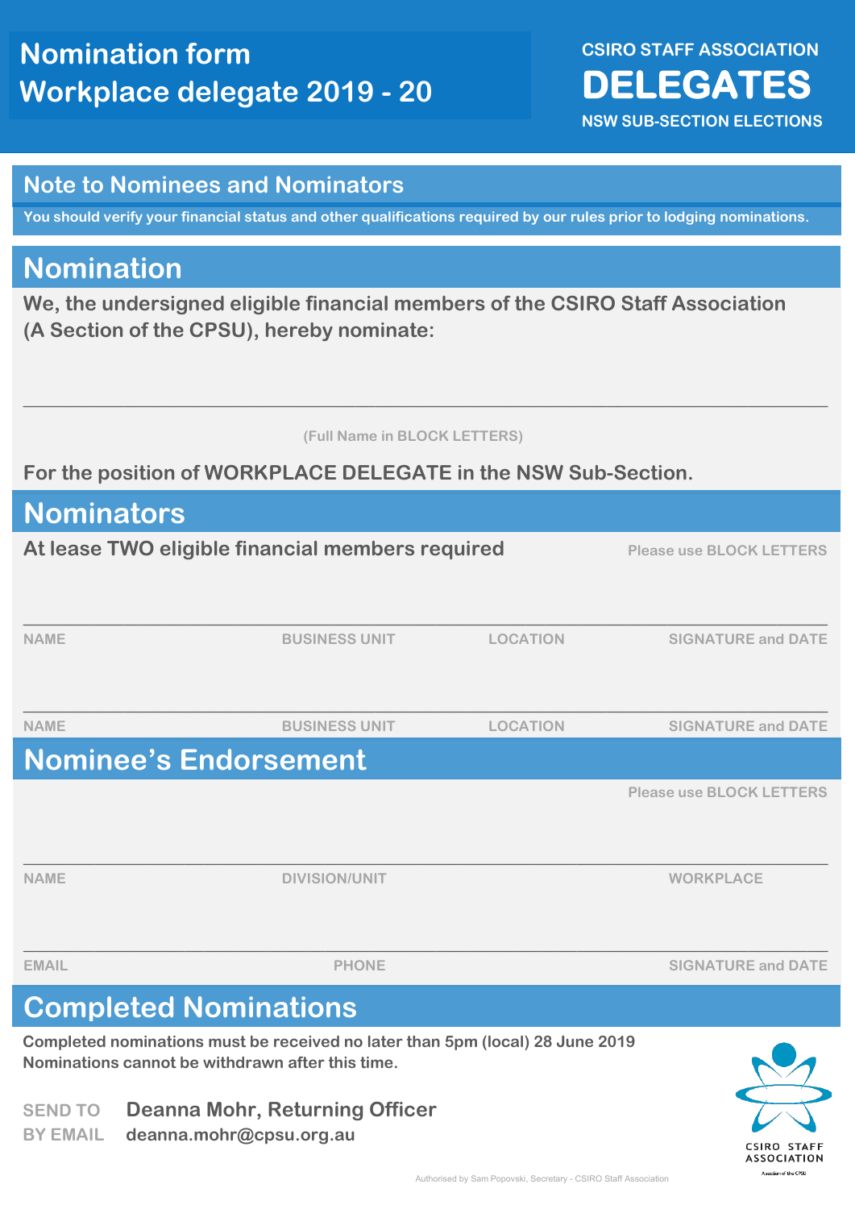# Nomination form
# Workplace delegate 2019 - 20

**CSIRO STAFF ASSOCIATION**
**DELEGATES**
**NSW SUB-SECTION ELECTIONS**

## Note to Nominees and Nominators

**You should verify your financial status and other qualifications required by our rules prior to lodging nominations.**

## Nomination

**We, the undersigned eligible financial members of the CSIRO Staff Association (A Section of the CPSU), hereby nominate:**

_______________________________________________

(Full Name in BLOCK LETTERS)

**For the position of WORKPLACE DELEGATE in the NSW Sub-Section.**

## Nominators

**At lease TWO eligible financial members required**

Please use BLOCK LETTERS

| NAME | BUSINESS UNIT | LOCATION | SIGNATURE and DATE |
|---|---|---|---|
| | | | |
| | | | |

## Nominee's Endorsement

Please use BLOCK LETTERS

| NAME | DIVISION/UNIT | WORKPLACE |
|---|---|---|
| | | |

| EMAIL | PHONE | SIGNATURE and DATE |
|---|---|---|
| | | |

## Completed Nominations

**Completed nominations must be received no later than 5pm (local) 28 June 2019**
**Nominations cannot be withdrawn after this time.**

SEND TO **Deanna Mohr, Returning Officer**
BY EMAIL **deanna.mohr@cpsu.org.au**

CSIRO STAFF ASSOCIATION
A section of the CPSU

Authorised by Sam Popovski, Secretary - CSIRO Staff Association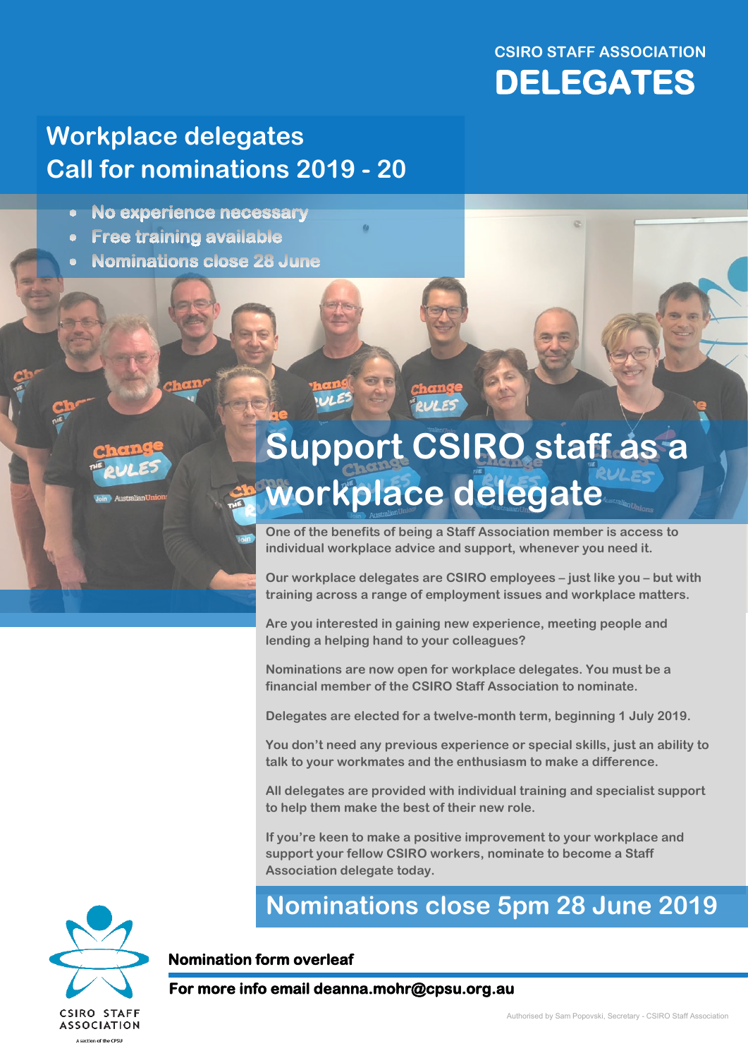CSIRO STAFF ASSOCIATION

# DELEGATES

## Workplace delegates
## Call for nominations 2019 - 20

- No experience necessary
- Free training available
- Nominations close 28 June

## Support CSIRO staff as a workplace delegate

One of the benefits of being a Staff Association member is access to individual workplace advice and support, whenever you need it.

Our workplace delegates are CSIRO employees – just like you – but with training across a range of employment issues and workplace matters.

Are you interested in gaining new experience, meeting people and lending a helping hand to your colleagues?

Nominations are now open for workplace delegates. You must be a financial member of the CSIRO Staff Association to nominate.

Delegates are elected for a twelve-month term, beginning 1 July 2019.

You don't need any previous experience or special skills, just an ability to talk to your workmates and the enthusiasm to make a difference.

All delegates are provided with individual training and specialist support to help them make the best of their new role.

If you're keen to make a positive improvement to your workplace and support your fellow CSIRO workers, nominate to become a Staff Association delegate today.

## Nominations close 5pm 28 June 2019

**Nomination form overleaf**

**For more info email deanna.mohr@cpsu.org.au**

CSIRO STAFF ASSOCIATION
A section of the CPSU

Authorised by Sam Popovski, Secretary - CSIRO Staff Association